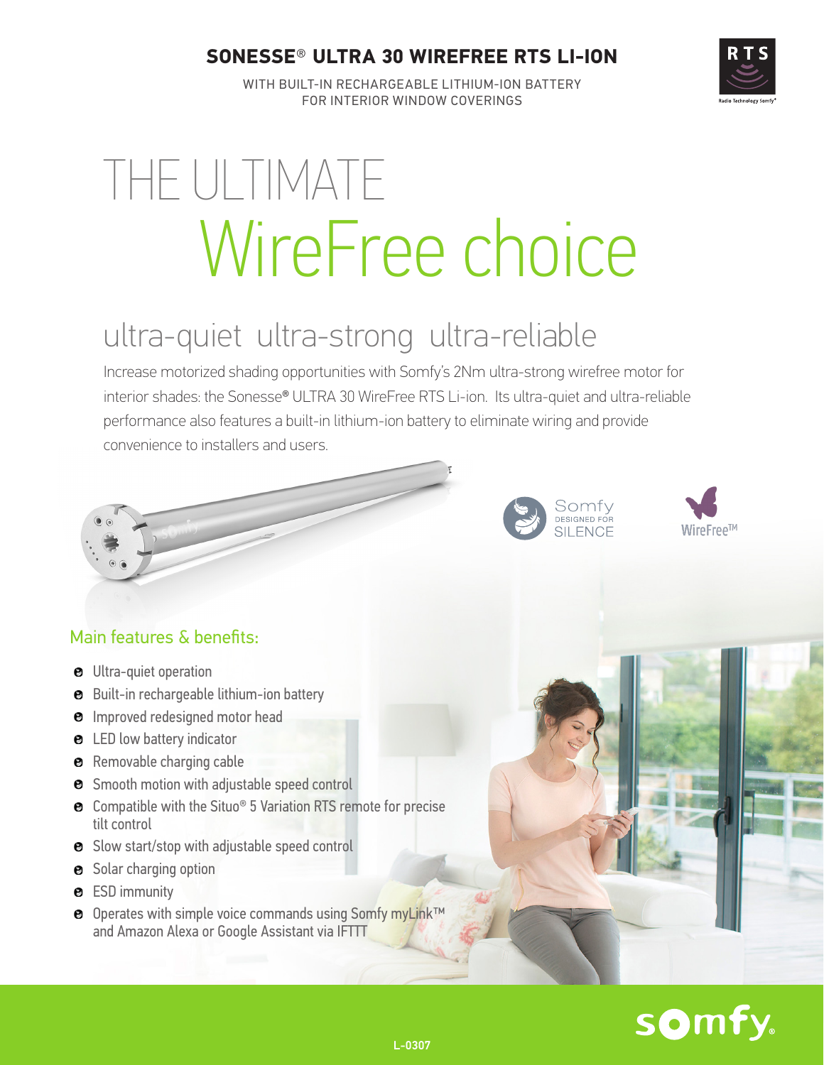# SONESSE® ULTRA 30 WIREFREE RTS LI-ION

WITH BUILT-IN RECHARGEABLE LITHIUM-ION BATTERY
FOR INTERIOR WINDOW COVERINGS

RTS
Radio Technology Somfy®

# THE ULTIMATE WireFree choice

## ultra-quiet ultra-strong ultra-reliable

Increase motorized shading opportunities with Somfy's 2Nm ultra-strong wirefree motor for interior shades: the Sonesse® ULTRA 30 WireFree RTS Li-ion. Its ultra-quiet and ultra-reliable performance also features a built-in lithium-ion battery to eliminate wiring and provide convenience to installers and users.

Somfy DESIGNED FOR SILENCE

WireFree™

### Main features & benefits:

- Ultra-quiet operation
- Built-in rechargeable lithium-ion battery
- Improved redesigned motor head
- LED low battery indicator
- Removable charging cable
- Smooth motion with adjustable speed control
- Compatible with the Situo® 5 Variation RTS remote for precise tilt control
- Slow start/stop with adjustable speed control
- Solar charging option
- ESD immunity
- Operates with simple voice commands using Somfy myLink™ and Amazon Alexa or Google Assistant via IFTTT

somfy.

L-0307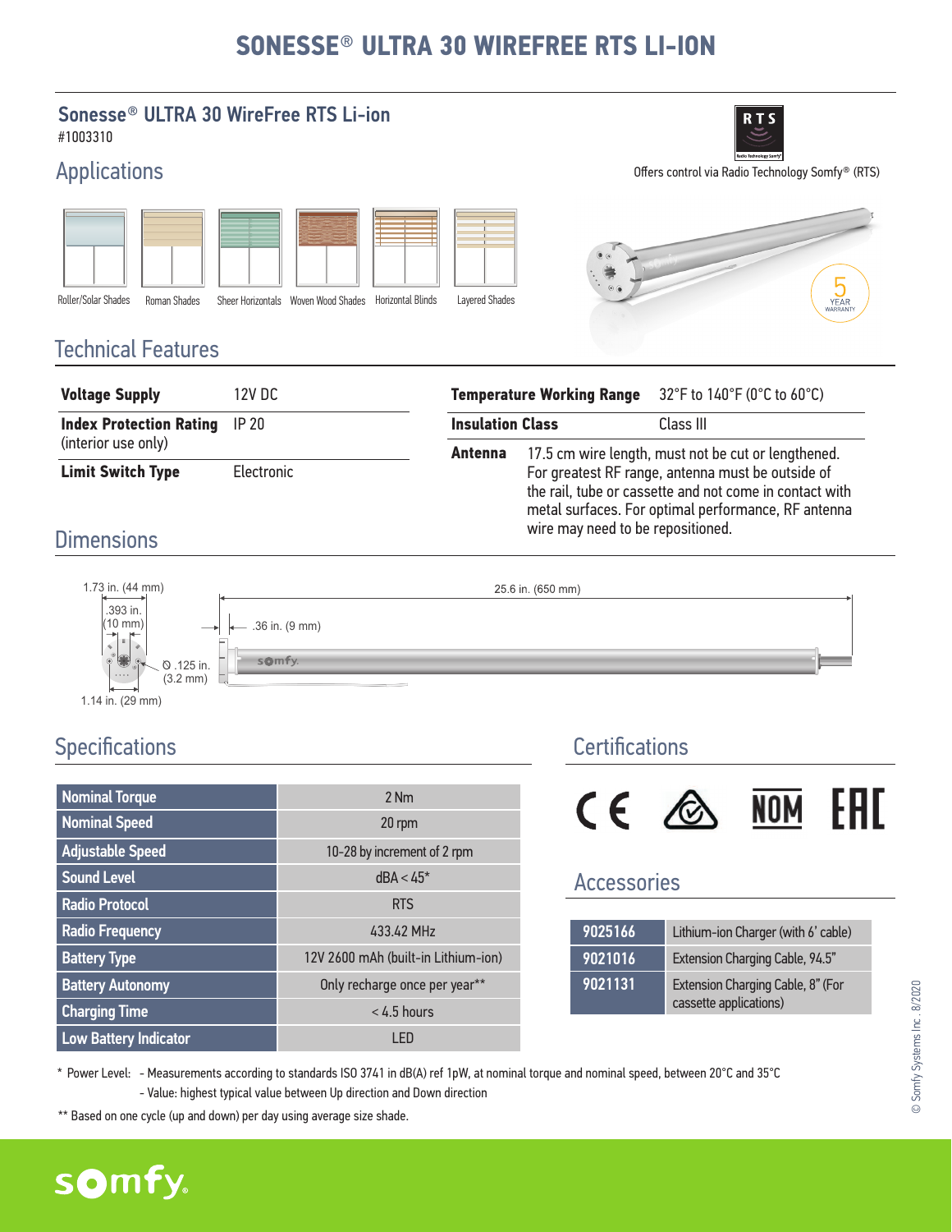# SONESSE® ULTRA 30 WIREFREE RTS LI-ION

## Sonesse® ULTRA 30 WireFree RTS Li-ion

#1003310

Offers control via Radio Technology Somfy® (RTS)

## Applications

Roller/Solar Shades
Roman Shades
Sheer Horizontals
Woven Wood Shades
Horizontal Blinds
Layered Shades

5 YEAR WARRANTY

## Technical Features

| | |
|---|---|
| **Voltage Supply** | 12V DC |
| **Index Protection Rating** (interior use only) | IP 20 |
| **Limit Switch Type** | Electronic |

| | |
|---|---|
| **Temperature Working Range** | 32°F to 140°F (0°C to 60°C) |
| **Insulation Class** | Class III |
| **Antenna** | 17.5 cm wire length, must not be cut or lengthened. For greatest RF range, antenna must be outside of the rail, tube or cassette and not come in contact with metal surfaces. For optimal performance, RF antenna wire may need to be repositioned. |

## Dimensions

1.73 in. (44 mm)
.393 in. (10 mm)
Ø .125 in. (3.2 mm)
1.14 in. (29 mm)
.36 in. (9 mm)
25.6 in. (650 mm)

## Specifications

| | |
|---|---|
| **Nominal Torque** | 2 Nm |
| **Nominal Speed** | 20 rpm |
| **Adjustable Speed** | 10-28 by increment of 2 rpm |
| **Sound Level** | dBA < 45* |
| **Radio Protocol** | RTS |
| **Radio Frequency** | 433.42 MHz |
| **Battery Type** | 12V 2600 mAh (built-in Lithium-ion) |
| **Battery Autonomy** | Only recharge once per year** |
| **Charging Time** | < 4.5 hours |
| **Low Battery Indicator** | LED |

## Certifications

CE NOM EAC

## Accessories

| | |
|---|---|
| **9025166** | Lithium-ion Charger (with 6' cable) |
| **9021016** | Extension Charging Cable, 94.5" |
| **9021131** | Extension Charging Cable, 8" (For cassette applications) |

\* Power Level: - Measurements according to standards ISO 3741 in dB(A) ref 1pW, at nominal torque and nominal speed, between 20°C and 35°C
- Value: highest typical value between Up direction and Down direction

** Based on one cycle (up and down) per day using average size shade.

© Somfy Systems Inc. 8/2020

somfy.